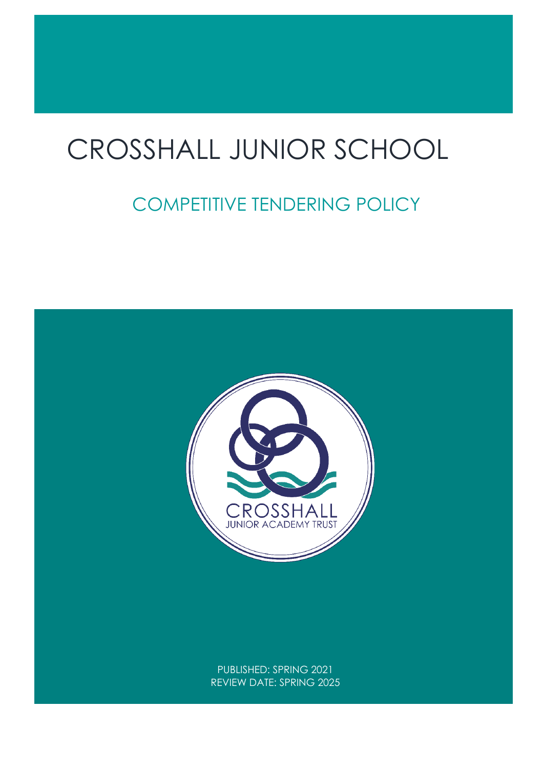# CROSSHALL JUNIOR SCHOOL

## COMPETITIVE TENDERING POLICY

CROSSHALL
JUNIOR ACADEMY TRUST

PUBLISHED: SPRING 2021
REVIEW DATE: SPRING 2025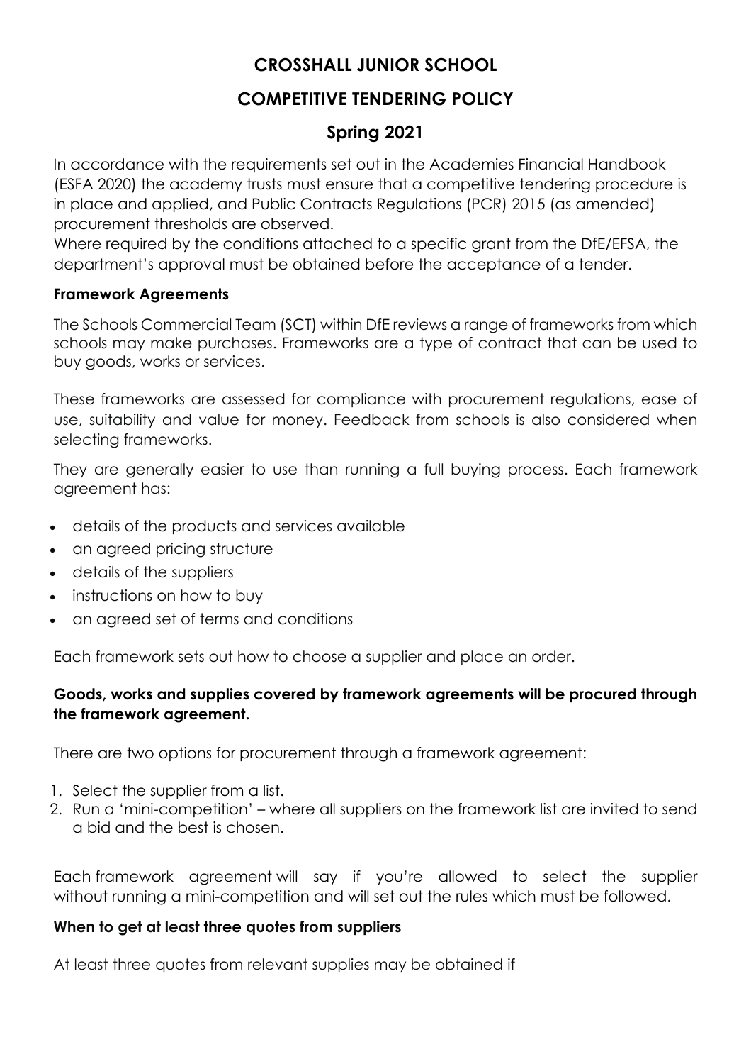# CROSSHALL JUNIOR SCHOOL

## COMPETITIVE TENDERING POLICY

## Spring 2021

In accordance with the requirements set out in the Academies Financial Handbook (ESFA 2020) the academy trusts must ensure that a competitive tendering procedure is in place and applied, and Public Contracts Regulations (PCR) 2015 (as amended) procurement thresholds are observed.

Where required by the conditions attached to a specific grant from the DfE/EFSA, the department's approval must be obtained before the acceptance of a tender.

### Framework Agreements

The Schools Commercial Team (SCT) within DfE reviews a range of frameworks from which schools may make purchases. Frameworks are a type of contract that can be used to buy goods, works or services.

These frameworks are assessed for compliance with procurement regulations, ease of use, suitability and value for money. Feedback from schools is also considered when selecting frameworks.

They are generally easier to use than running a full buying process. Each framework agreement has:

- details of the products and services available
- an agreed pricing structure
- details of the suppliers
- instructions on how to buy
- an agreed set of terms and conditions

Each framework sets out how to choose a supplier and place an order.

**Goods, works and supplies covered by framework agreements will be procured through the framework agreement.**

There are two options for procurement through a framework agreement:

1. Select the supplier from a list.
2. Run a 'mini-competition' – where all suppliers on the framework list are invited to send a bid and the best is chosen.

Each framework agreement will say if you're allowed to select the supplier without running a mini-competition and will set out the rules which must be followed.

### When to get at least three quotes from suppliers

At least three quotes from relevant supplies may be obtained if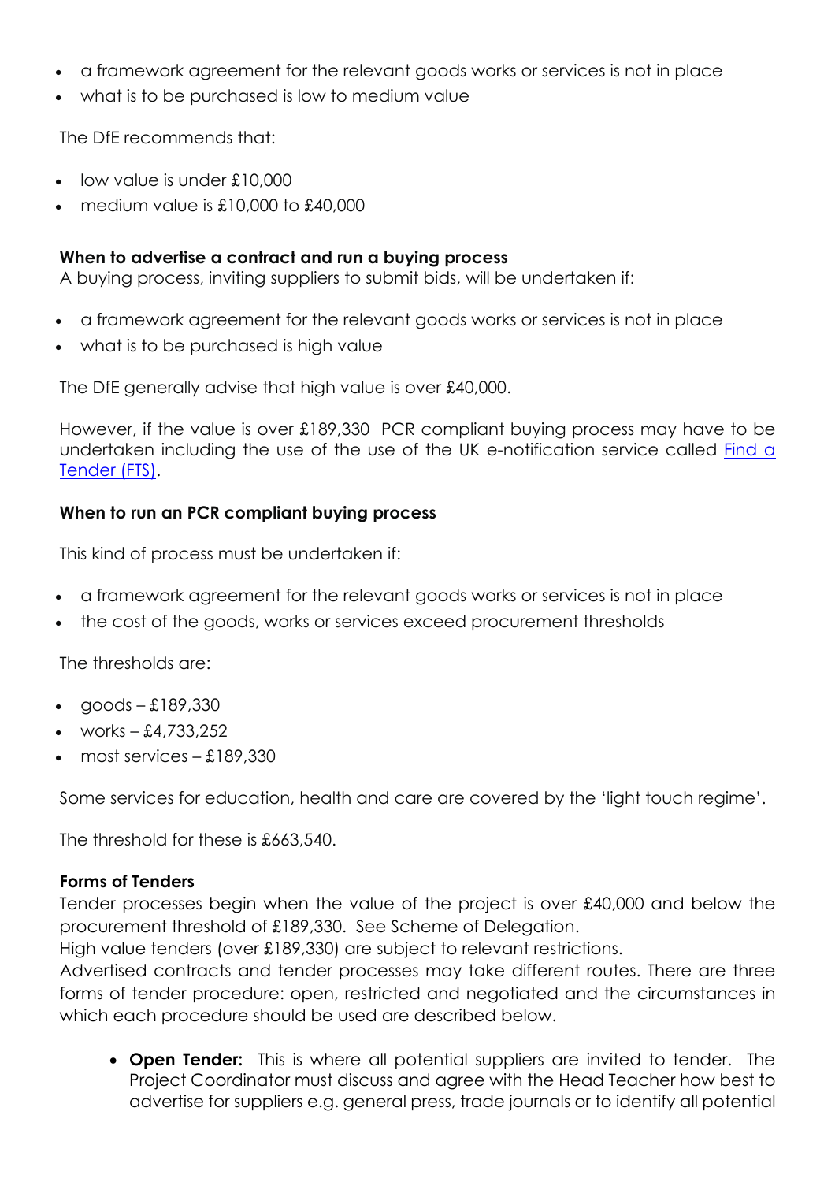- a framework agreement for the relevant goods works or services is not in place
- what is to be purchased is low to medium value

The DfE recommends that:

- low value is under £10,000
- medium value is £10,000 to £40,000

**When to advertise a contract and run a buying process**

A buying process, inviting suppliers to submit bids, will be undertaken if:

- a framework agreement for the relevant goods works or services is not in place
- what is to be purchased is high value

The DfE generally advise that high value is over £40,000.

However, if the value is over £189,330 PCR compliant buying process may have to be undertaken including the use of the use of the UK e-notification service called Find a Tender (FTS).

**When to run an PCR compliant buying process**

This kind of process must be undertaken if:

- a framework agreement for the relevant goods works or services is not in place
- the cost of the goods, works or services exceed procurement thresholds

The thresholds are:

- goods – £189,330
- works – £4,733,252
- most services – £189,330

Some services for education, health and care are covered by the 'light touch regime'.

The threshold for these is £663,540.

**Forms of Tenders**

Tender processes begin when the value of the project is over £40,000 and below the procurement threshold of £189,330. See Scheme of Delegation.

High value tenders (over £189,330) are subject to relevant restrictions.

Advertised contracts and tender processes may take different routes. There are three forms of tender procedure: open, restricted and negotiated and the circumstances in which each procedure should be used are described below.

- **Open Tender:** This is where all potential suppliers are invited to tender. The Project Coordinator must discuss and agree with the Head Teacher how best to advertise for suppliers e.g. general press, trade journals or to identify all potential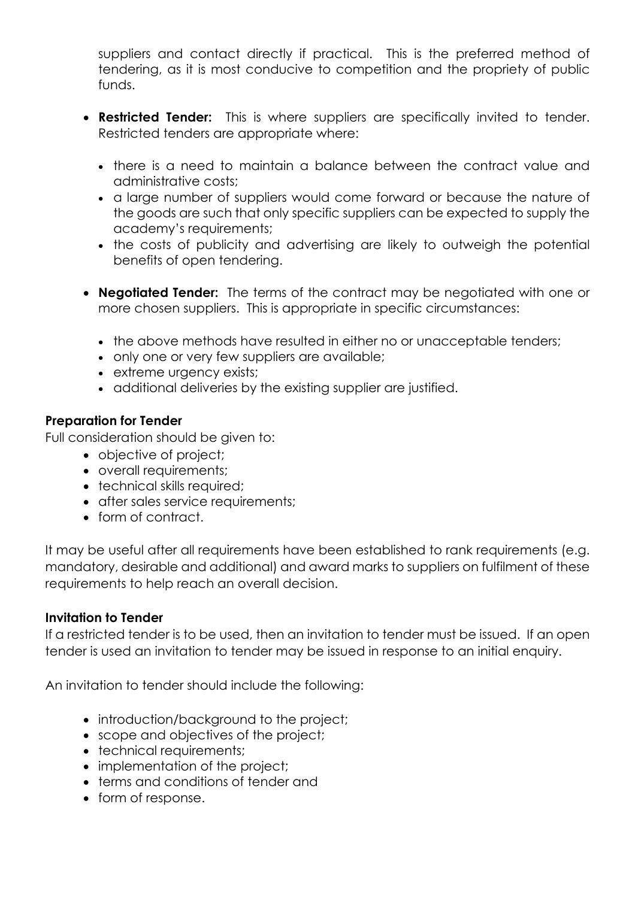suppliers and contact directly if practical. This is the preferred method of tendering, as it is most conducive to competition and the propriety of public funds.

- **Restricted Tender:** This is where suppliers are specifically invited to tender. Restricted tenders are appropriate where:
  - there is a need to maintain a balance between the contract value and administrative costs;
  - a large number of suppliers would come forward or because the nature of the goods are such that only specific suppliers can be expected to supply the academy's requirements;
  - the costs of publicity and advertising are likely to outweigh the potential benefits of open tendering.
- **Negotiated Tender:** The terms of the contract may be negotiated with one or more chosen suppliers. This is appropriate in specific circumstances:
  - the above methods have resulted in either no or unacceptable tenders;
  - only one or very few suppliers are available;
  - extreme urgency exists;
  - additional deliveries by the existing supplier are justified.

**Preparation for Tender**

Full consideration should be given to:

- objective of project;
- overall requirements;
- technical skills required;
- after sales service requirements;
- form of contract.

It may be useful after all requirements have been established to rank requirements (e.g. mandatory, desirable and additional) and award marks to suppliers on fulfilment of these requirements to help reach an overall decision.

**Invitation to Tender**

If a restricted tender is to be used, then an invitation to tender must be issued. If an open tender is used an invitation to tender may be issued in response to an initial enquiry.

An invitation to tender should include the following:

- introduction/background to the project;
- scope and objectives of the project;
- technical requirements;
- implementation of the project;
- terms and conditions of tender and
- form of response.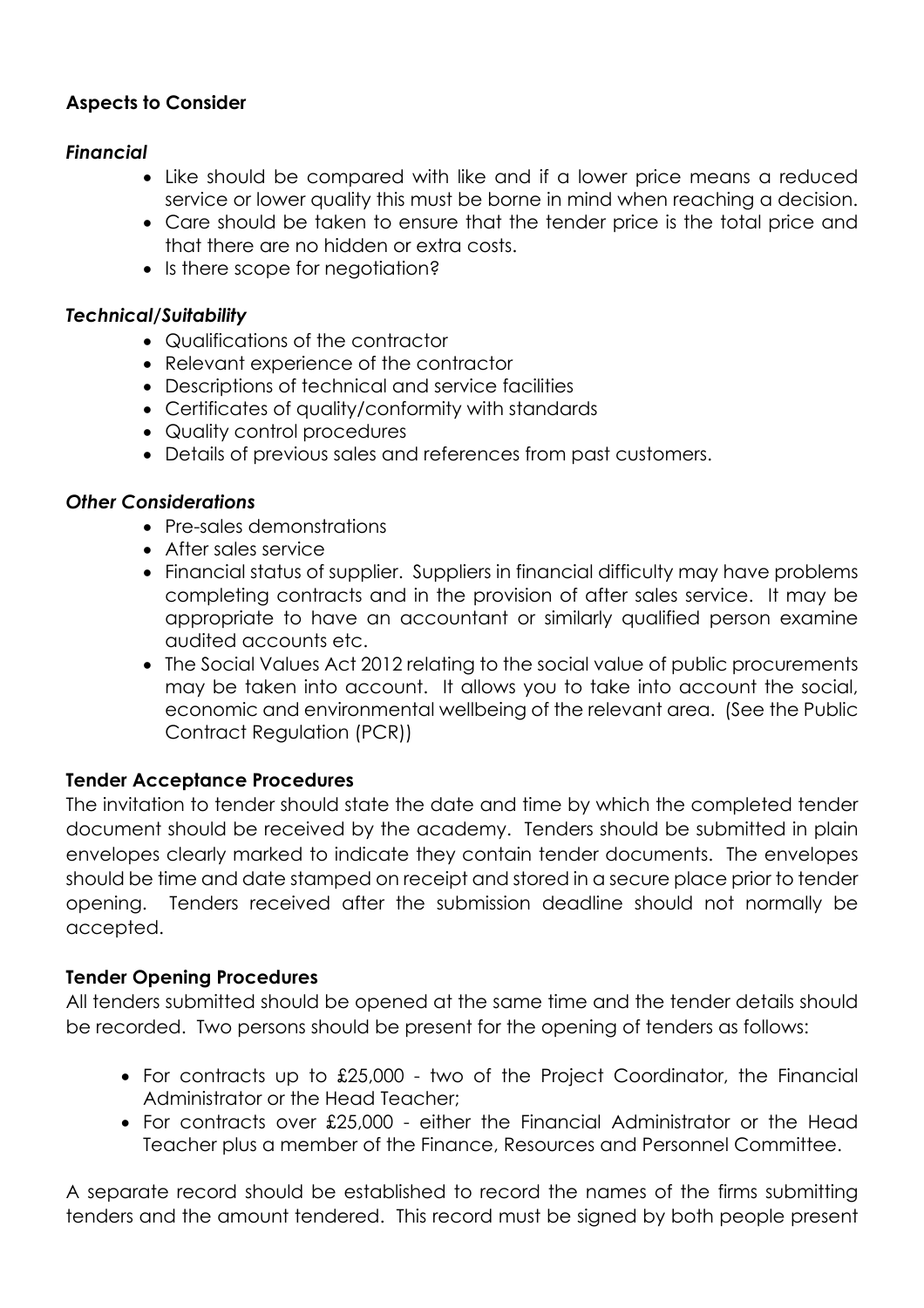**Aspects to Consider**

***Financial***

- Like should be compared with like and if a lower price means a reduced service or lower quality this must be borne in mind when reaching a decision.
- Care should be taken to ensure that the tender price is the total price and that there are no hidden or extra costs.
- Is there scope for negotiation?

***Technical/Suitability***

- Qualifications of the contractor
- Relevant experience of the contractor
- Descriptions of technical and service facilities
- Certificates of quality/conformity with standards
- Quality control procedures
- Details of previous sales and references from past customers.

***Other Considerations***

- Pre-sales demonstrations
- After sales service
- Financial status of supplier. Suppliers in financial difficulty may have problems completing contracts and in the provision of after sales service. It may be appropriate to have an accountant or similarly qualified person examine audited accounts etc.
- The Social Values Act 2012 relating to the social value of public procurements may be taken into account. It allows you to take into account the social, economic and environmental wellbeing of the relevant area. (See the Public Contract Regulation (PCR))

**Tender Acceptance Procedures**

The invitation to tender should state the date and time by which the completed tender document should be received by the academy. Tenders should be submitted in plain envelopes clearly marked to indicate they contain tender documents. The envelopes should be time and date stamped on receipt and stored in a secure place prior to tender opening. Tenders received after the submission deadline should not normally be accepted.

**Tender Opening Procedures**

All tenders submitted should be opened at the same time and the tender details should be recorded. Two persons should be present for the opening of tenders as follows:

- For contracts up to £25,000 - two of the Project Coordinator, the Financial Administrator or the Head Teacher;
- For contracts over £25,000 - either the Financial Administrator or the Head Teacher plus a member of the Finance, Resources and Personnel Committee.

A separate record should be established to record the names of the firms submitting tenders and the amount tendered. This record must be signed by both people present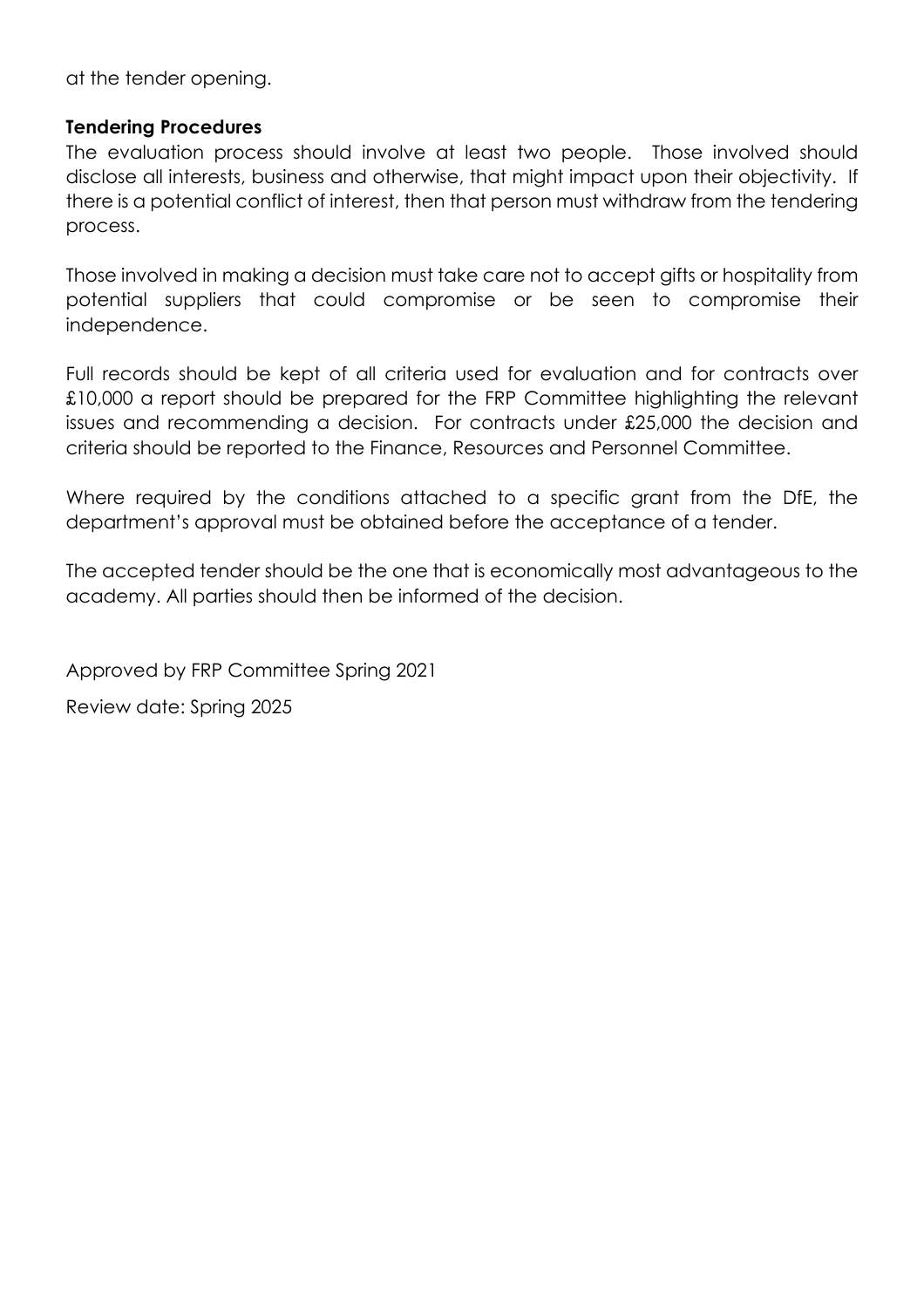at the tender opening.

**Tendering Procedures**

The evaluation process should involve at least two people. Those involved should disclose all interests, business and otherwise, that might impact upon their objectivity. If there is a potential conflict of interest, then that person must withdraw from the tendering process.

Those involved in making a decision must take care not to accept gifts or hospitality from potential suppliers that could compromise or be seen to compromise their independence.

Full records should be kept of all criteria used for evaluation and for contracts over £10,000 a report should be prepared for the FRP Committee highlighting the relevant issues and recommending a decision. For contracts under £25,000 the decision and criteria should be reported to the Finance, Resources and Personnel Committee.

Where required by the conditions attached to a specific grant from the DfE, the department's approval must be obtained before the acceptance of a tender.

The accepted tender should be the one that is economically most advantageous to the academy. All parties should then be informed of the decision.

Approved by FRP Committee Spring 2021

Review date: Spring 2025